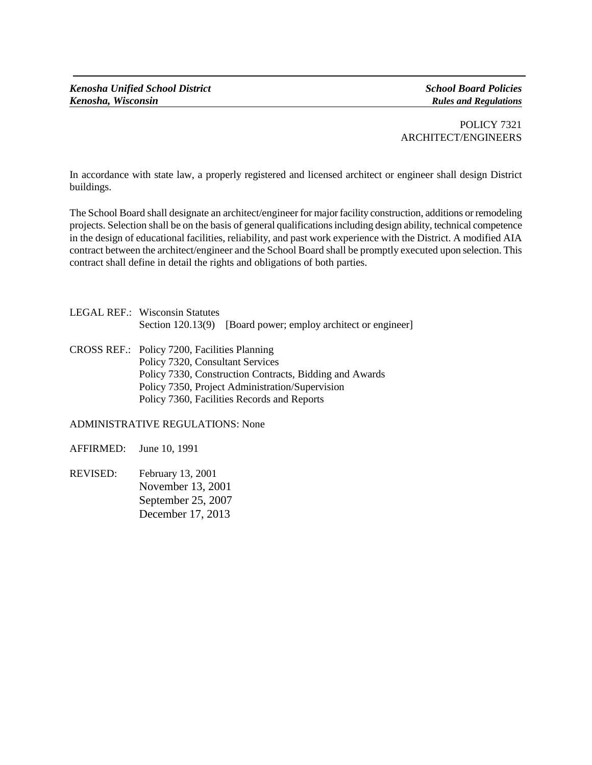*Kenosha Unified School District*
*Kenosha, Wisconsin*

***School Board Policies***
***Rules and Regulations***

POLICY 7321
ARCHITECT/ENGINEERS

In accordance with state law, a properly registered and licensed architect or engineer shall design District buildings.

The School Board shall designate an architect/engineer for major facility construction, additions or remodeling projects. Selection shall be on the basis of general qualifications including design ability, technical competence in the design of educational facilities, reliability, and past work experience with the District. A modified AIA contract between the architect/engineer and the School Board shall be promptly executed upon selection. This contract shall define in detail the rights and obligations of both parties.

LEGAL REF.: Wisconsin Statutes
Section 120.13(9) [Board power; employ architect or engineer]

CROSS REF.: Policy 7200, Facilities Planning
Policy 7320, Consultant Services
Policy 7330, Construction Contracts, Bidding and Awards
Policy 7350, Project Administration/Supervision
Policy 7360, Facilities Records and Reports

ADMINISTRATIVE REGULATIONS: None

AFFIRMED: June 10, 1991

REVISED: February 13, 2001
November 13, 2001
September 25, 2007
December 17, 2013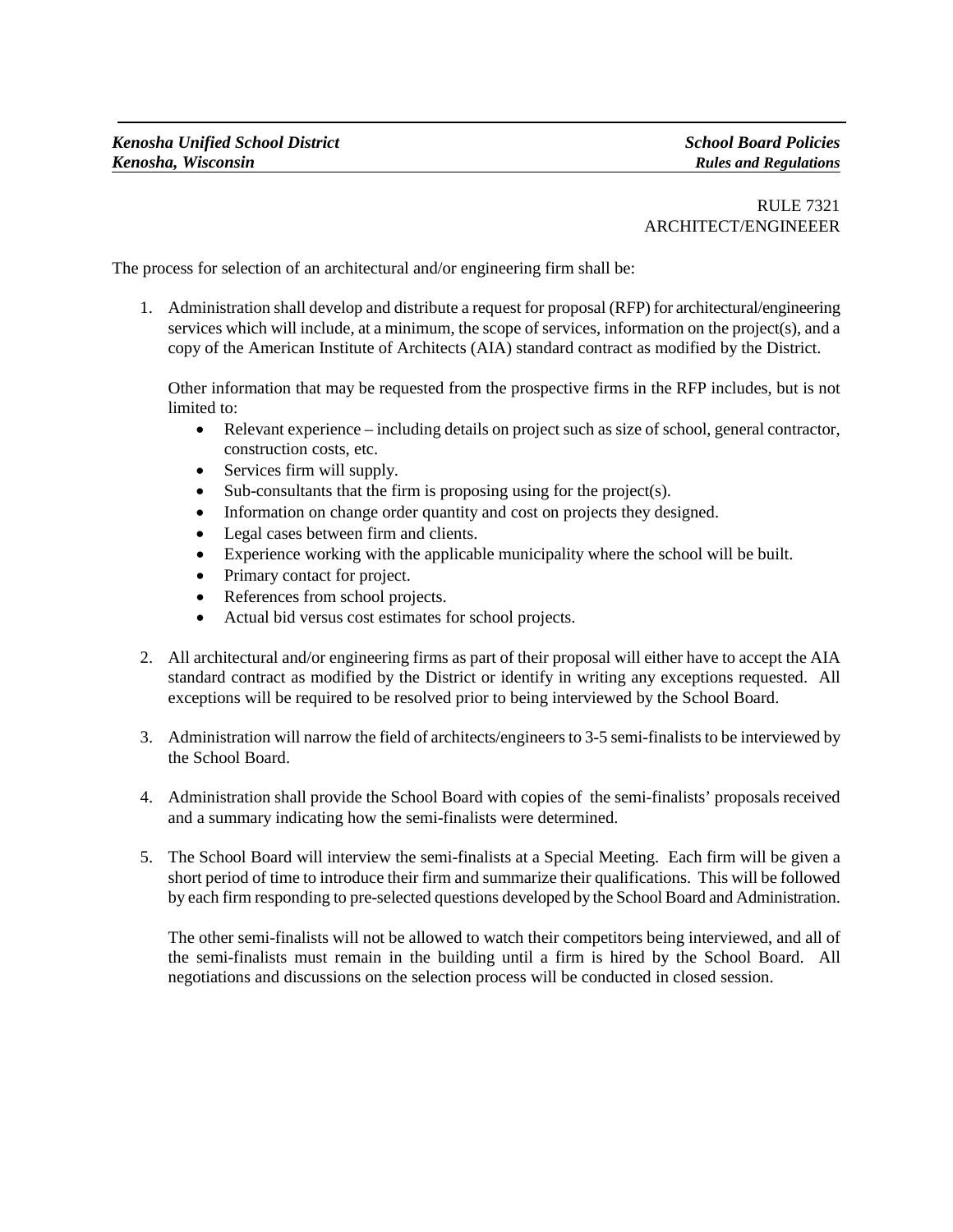RULE 7321
ARCHITECT/ENGINEEER

The process for selection of an architectural and/or engineering firm shall be:

1. Administration shall develop and distribute a request for proposal (RFP) for architectural/engineering services which will include, at a minimum, the scope of services, information on the project(s), and a copy of the American Institute of Architects (AIA) standard contract as modified by the District.

   Other information that may be requested from the prospective firms in the RFP includes, but is not limited to:

   - Relevant experience – including details on project such as size of school, general contractor, construction costs, etc.
   - Services firm will supply.
   - Sub-consultants that the firm is proposing using for the project(s).
   - Information on change order quantity and cost on projects they designed.
   - Legal cases between firm and clients.
   - Experience working with the applicable municipality where the school will be built.
   - Primary contact for project.
   - References from school projects.
   - Actual bid versus cost estimates for school projects.

2. All architectural and/or engineering firms as part of their proposal will either have to accept the AIA standard contract as modified by the District or identify in writing any exceptions requested. All exceptions will be required to be resolved prior to being interviewed by the School Board.

3. Administration will narrow the field of architects/engineers to 3-5 semi-finalists to be interviewed by the School Board.

4. Administration shall provide the School Board with copies of the semi-finalists' proposals received and a summary indicating how the semi-finalists were determined.

5. The School Board will interview the semi-finalists at a Special Meeting. Each firm will be given a short period of time to introduce their firm and summarize their qualifications. This will be followed by each firm responding to pre-selected questions developed by the School Board and Administration.

   The other semi-finalists will not be allowed to watch their competitors being interviewed, and all of the semi-finalists must remain in the building until a firm is hired by the School Board. All negotiations and discussions on the selection process will be conducted in closed session.